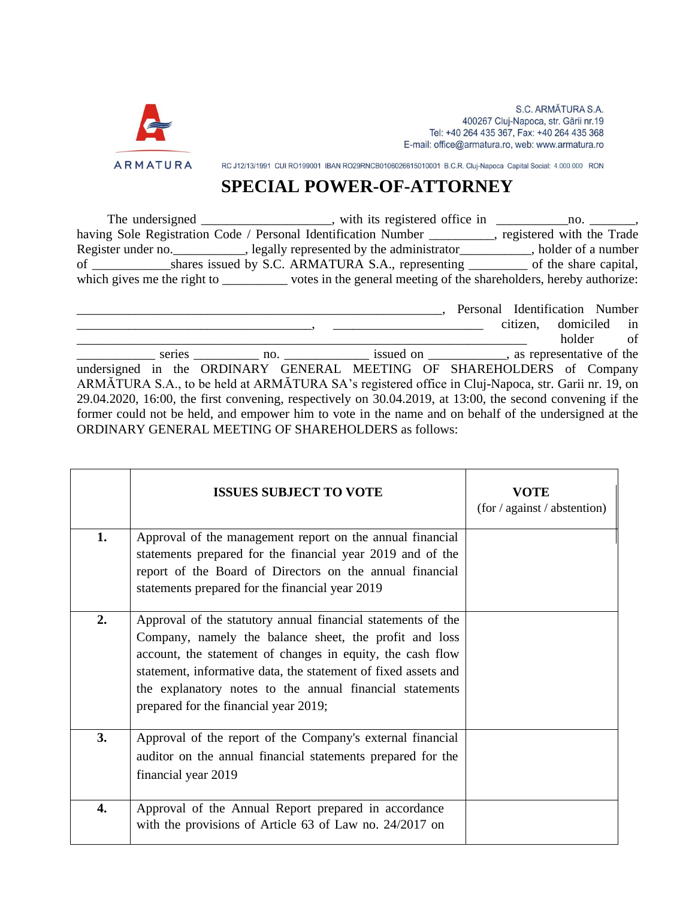S.C. ARMĂTURA S.A.
400267 Cluj-Napoca, str. Gării nr.19
Tel: +40 264 435 367, Fax: +40 264 435 368
E-mail: office@armatura.ro, web: www.armatura.ro

ARMATURA

RC J12/13/1991 CUI RO199001 IBAN RO29RNCB0106026615010001 B.C.R. Cluj-Napoca Capital Social: 4.000.000 RON

# SPECIAL POWER-OF-ATTORNEY

The undersigned ___________________, with its registered office in ___________no. _______, having Sole Registration Code / Personal Identification Number __________, registered with the Trade Register under no.___________, legally represented by the administrator___________, holder of a number of ____________shares issued by S.C. ARMATURA S.A., representing _________ of the share capital, which gives me the right to __________ votes in the general meeting of the shareholders, hereby authorize:

_____________________________________________________________, Personal Identification Number ______________________________________, ________________________ citizen, domiciled in ___________________________________________________________________________ holder of ____________ series __________ no. _____________ issued on ____________, as representative of the undersigned in the ORDINARY GENERAL MEETING OF SHAREHOLDERS of Company ARMĂTURA S.A., to be held at ARMĂTURA SA's registered office in Cluj-Napoca, str. Garii nr. 19, on 29.04.2020, 16:00, the first convening, respectively on 30.04.2019, at 13:00, the second convening if the former could not be held, and empower him to vote in the name and on behalf of the undersigned at the ORDINARY GENERAL MEETING OF SHAREHOLDERS as follows:

| | ISSUES SUBJECT TO VOTE | VOTE (for / against / abstention) |
|---|---|---|
| 1. | Approval of the management report on the annual financial statements prepared for the financial year 2019 and of the report of the Board of Directors on the annual financial statements prepared for the financial year 2019 | |
| 2. | Approval of the statutory annual financial statements of the Company, namely the balance sheet, the profit and loss account, the statement of changes in equity, the cash flow statement, informative data, the statement of fixed assets and the explanatory notes to the annual financial statements prepared for the financial year 2019; | |
| 3. | Approval of the report of the Company's external financial auditor on the annual financial statements prepared for the financial year 2019 | |
| 4. | Approval of the Annual Report prepared in accordance with the provisions of Article 63 of Law no. 24/2017 on | |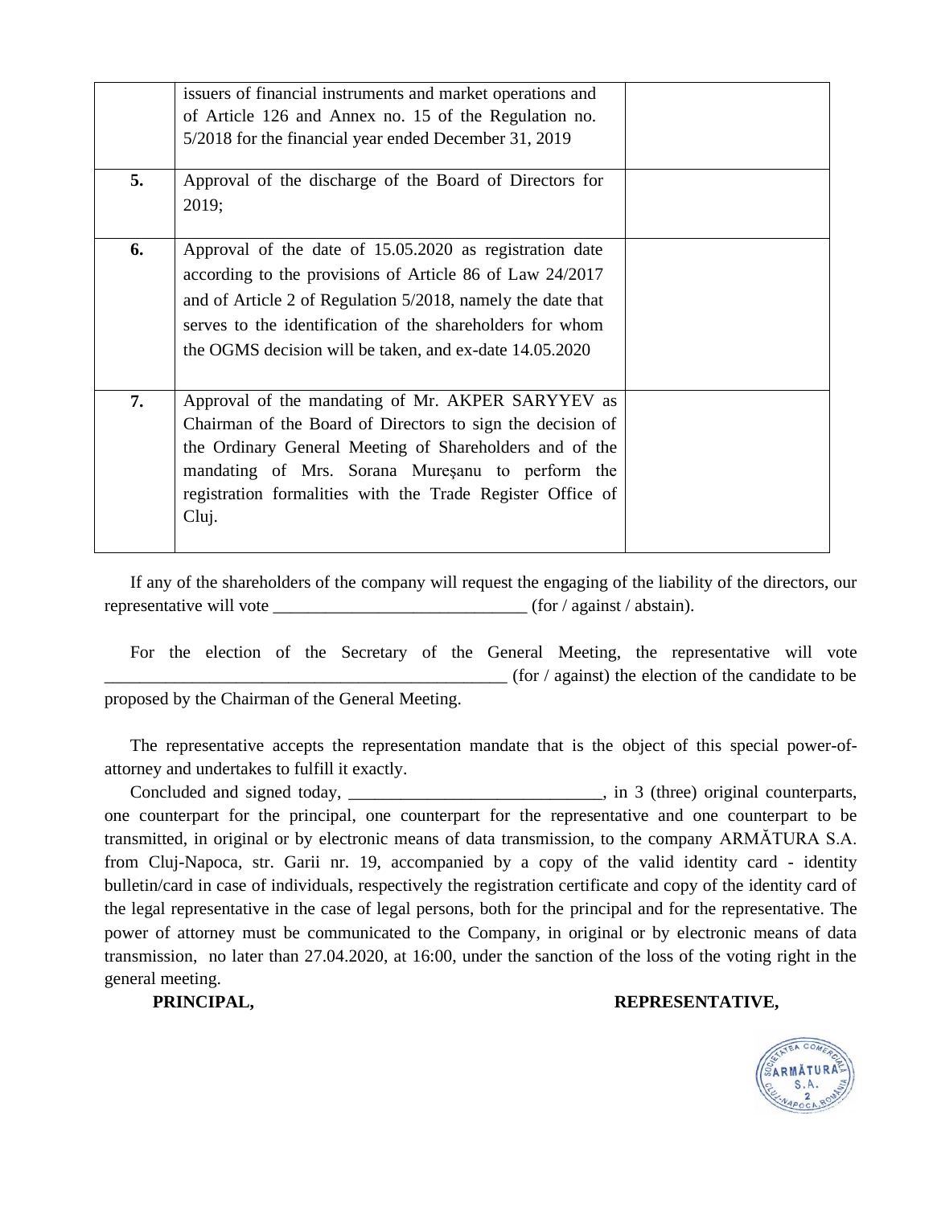| | | |
|---|---|---|
| | issuers of financial instruments and market operations and of Article 126 and Annex no. 15 of the Regulation no. 5/2018 for the financial year ended December 31, 2019 | |
| **5.** | Approval of the discharge of the Board of Directors for 2019; | |
| **6.** | Approval of the date of 15.05.2020 as registration date according to the provisions of Article 86 of Law 24/2017 and of Article 2 of Regulation 5/2018, namely the date that serves to the identification of the shareholders for whom the OGMS decision will be taken, and ex-date 14.05.2020 | |
| **7.** | Approval of the mandating of Mr. AKPER SARYYEV as Chairman of the Board of Directors to sign the decision of the Ordinary General Meeting of Shareholders and of the mandating of Mrs. Sorana Mureșanu to perform the registration formalities with the Trade Register Office of Cluj. | |

If any of the shareholders of the company will request the engaging of the liability of the directors, our representative will vote _____________________________ (for / against / abstain).

For the election of the Secretary of the General Meeting, the representative will vote ______________________________________________ (for / against) the election of the candidate to be proposed by the Chairman of the General Meeting.

The representative accepts the representation mandate that is the object of this special power-of-attorney and undertakes to fulfill it exactly.

Concluded and signed today, _____________________________, in 3 (three) original counterparts, one counterpart for the principal, one counterpart for the representative and one counterpart to be transmitted, in original or by electronic means of data transmission, to the company ARMĂTURA S.A. from Cluj-Napoca, str. Garii nr. 19, accompanied by a copy of the valid identity card - identity bulletin/card in case of individuals, respectively the registration certificate and copy of the identity card of the legal representative in the case of legal persons, both for the principal and for the representative. The power of attorney must be communicated to the Company, in original or by electronic means of data transmission, no later than 27.04.2020, at 16:00, under the sanction of the loss of the voting right in the general meeting.

**PRINCIPAL,** **REPRESENTATIVE,**